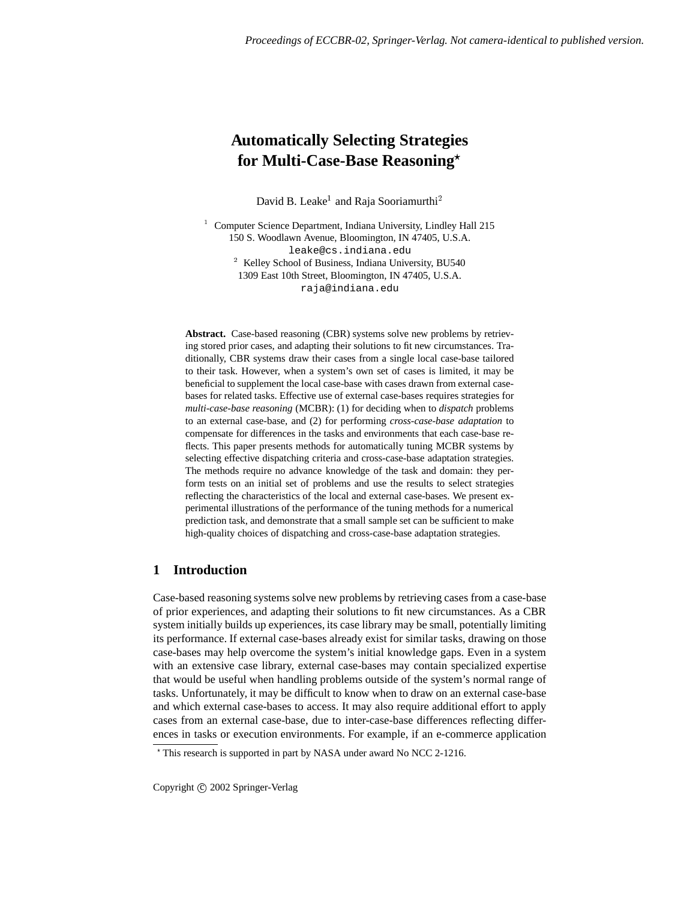# Automatically Selecting Strategies for Multi-Case-Base Reasoning*

David B. Leake[1] and Raja Sooriamurthi[2]

[1] Computer Science Department, Indiana University, Lindley Hall 215
150 S. Woodlawn Avenue, Bloomington, IN 47405, U.S.A.
leake@cs.indiana.edu

[2] Kelley School of Business, Indiana University, BU540
1309 East 10th Street, Bloomington, IN 47405, U.S.A.
raja@indiana.edu

**Abstract.** Case-based reasoning (CBR) systems solve new problems by retrieving stored prior cases, and adapting their solutions to fit new circumstances. Traditionally, CBR systems draw their cases from a single local case-base tailored to their task. However, when a system's own set of cases is limited, it may be beneficial to supplement the local case-base with cases drawn from external case-bases for related tasks. Effective use of external case-bases requires strategies for *multi-case-base reasoning* (MCBR): (1) for deciding when to *dispatch* problems to an external case-base, and (2) for performing *cross-case-base adaptation* to compensate for differences in the tasks and environments that each case-base reflects. This paper presents methods for automatically tuning MCBR systems by selecting effective dispatching criteria and cross-case-base adaptation strategies. The methods require no advance knowledge of the task and domain: they perform tests on an initial set of problems and use the results to select strategies reflecting the characteristics of the local and external case-bases. We present experimental illustrations of the performance of the tuning methods for a numerical prediction task, and demonstrate that a small sample set can be sufficient to make high-quality choices of dispatching and cross-case-base adaptation strategies.

## 1 Introduction

Case-based reasoning systems solve new problems by retrieving cases from a case-base of prior experiences, and adapting their solutions to fit new circumstances. As a CBR system initially builds up experiences, its case library may be small, potentially limiting its performance. If external case-bases already exist for similar tasks, drawing on those case-bases may help overcome the system's initial knowledge gaps. Even in a system with an extensive case library, external case-bases may contain specialized expertise that would be useful when handling problems outside of the system's normal range of tasks. Unfortunately, it may be difficult to know when to draw on an external case-base and which external case-bases to access. It may also require additional effort to apply cases from an external case-base, due to inter-case-base differences reflecting differences in tasks or execution environments. For example, if an e-commerce application

* This research is supported in part by NASA under award No NCC 2-1216.

Copyright © 2002 Springer-Verlag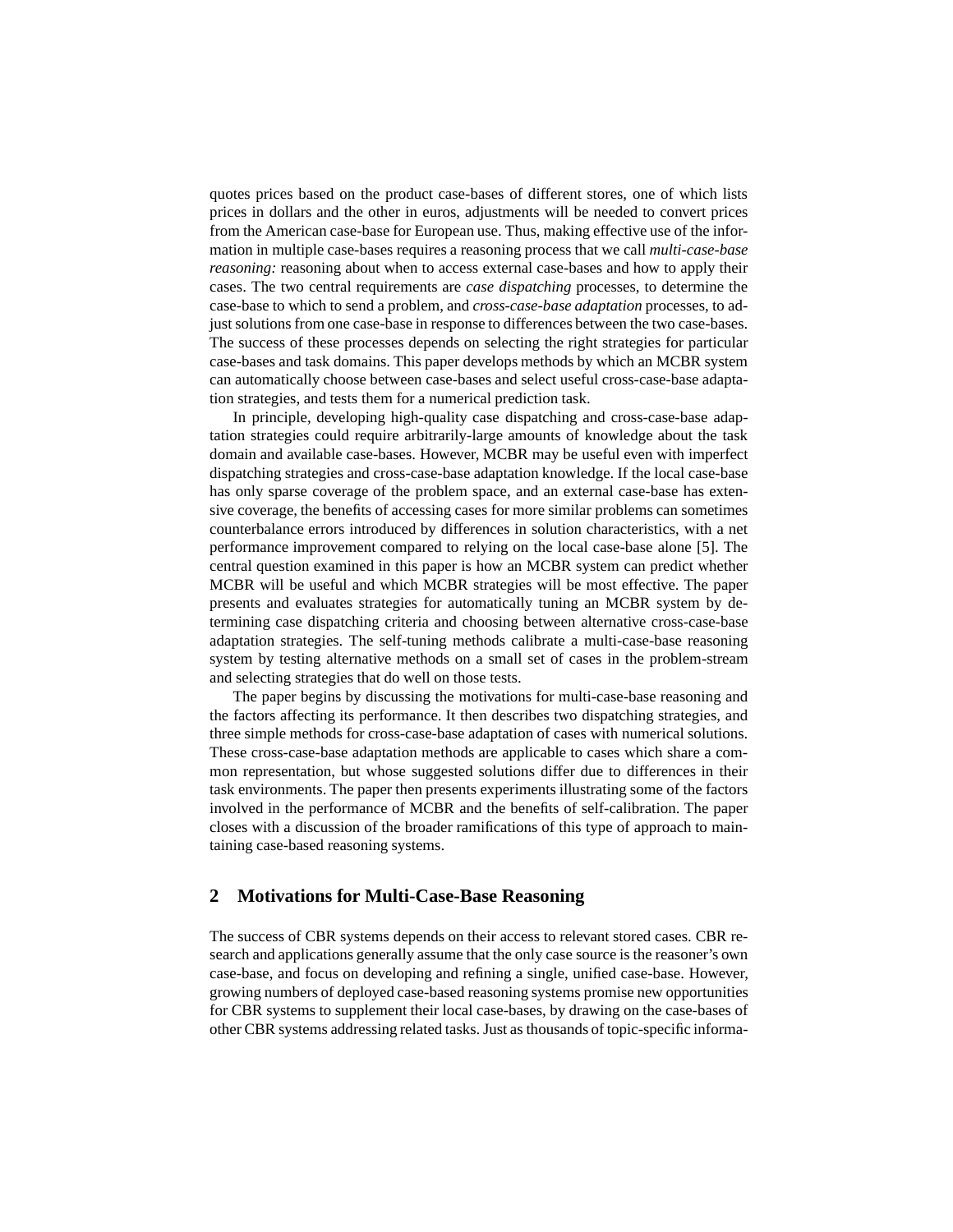quotes prices based on the product case-bases of different stores, one of which lists prices in dollars and the other in euros, adjustments will be needed to convert prices from the American case-base for European use. Thus, making effective use of the information in multiple case-bases requires a reasoning process that we call *multi-case-base reasoning:* reasoning about when to access external case-bases and how to apply their cases. The two central requirements are *case dispatching* processes, to determine the case-base to which to send a problem, and *cross-case-base adaptation* processes, to adjust solutions from one case-base in response to differences between the two case-bases. The success of these processes depends on selecting the right strategies for particular case-bases and task domains. This paper develops methods by which an MCBR system can automatically choose between case-bases and select useful cross-case-base adaptation strategies, and tests them for a numerical prediction task.

In principle, developing high-quality case dispatching and cross-case-base adaptation strategies could require arbitrarily-large amounts of knowledge about the task domain and available case-bases. However, MCBR may be useful even with imperfect dispatching strategies and cross-case-base adaptation knowledge. If the local case-base has only sparse coverage of the problem space, and an external case-base has extensive coverage, the benefits of accessing cases for more similar problems can sometimes counterbalance errors introduced by differences in solution characteristics, with a net performance improvement compared to relying on the local case-base alone [5]. The central question examined in this paper is how an MCBR system can predict whether MCBR will be useful and which MCBR strategies will be most effective. The paper presents and evaluates strategies for automatically tuning an MCBR system by determining case dispatching criteria and choosing between alternative cross-case-base adaptation strategies. The self-tuning methods calibrate a multi-case-base reasoning system by testing alternative methods on a small set of cases in the problem-stream and selecting strategies that do well on those tests.

The paper begins by discussing the motivations for multi-case-base reasoning and the factors affecting its performance. It then describes two dispatching strategies, and three simple methods for cross-case-base adaptation of cases with numerical solutions. These cross-case-base adaptation methods are applicable to cases which share a common representation, but whose suggested solutions differ due to differences in their task environments. The paper then presents experiments illustrating some of the factors involved in the performance of MCBR and the benefits of self-calibration. The paper closes with a discussion of the broader ramifications of this type of approach to maintaining case-based reasoning systems.

## 2 Motivations for Multi-Case-Base Reasoning

The success of CBR systems depends on their access to relevant stored cases. CBR research and applications generally assume that the only case source is the reasoner's own case-base, and focus on developing and refining a single, unified case-base. However, growing numbers of deployed case-based reasoning systems promise new opportunities for CBR systems to supplement their local case-bases, by drawing on the case-bases of other CBR systems addressing related tasks. Just as thousands of topic-specific informa-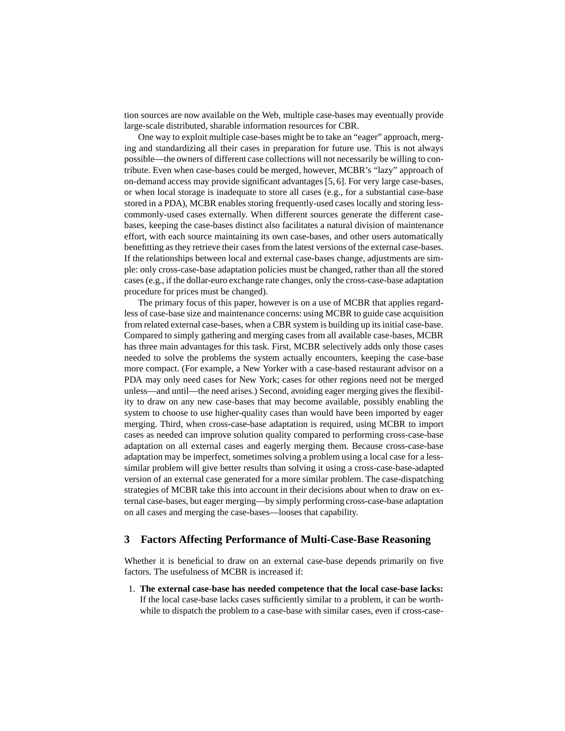tion sources are now available on the Web, multiple case-bases may eventually provide large-scale distributed, sharable information resources for CBR.

One way to exploit multiple case-bases might be to take an "eager" approach, merging and standardizing all their cases in preparation for future use. This is not always possible—the owners of different case collections will not necessarily be willing to contribute. Even when case-bases could be merged, however, MCBR's "lazy" approach of on-demand access may provide significant advantages [5, 6]. For very large case-bases, or when local storage is inadequate to store all cases (e.g., for a substantial case-base stored in a PDA), MCBR enables storing frequently-used cases locally and storing less-commonly-used cases externally. When different sources generate the different case-bases, keeping the case-bases distinct also facilitates a natural division of maintenance effort, with each source maintaining its own case-bases, and other users automatically benefitting as they retrieve their cases from the latest versions of the external case-bases. If the relationships between local and external case-bases change, adjustments are simple: only cross-case-base adaptation policies must be changed, rather than all the stored cases (e.g., if the dollar-euro exchange rate changes, only the cross-case-base adaptation procedure for prices must be changed).

The primary focus of this paper, however is on a use of MCBR that applies regardless of case-base size and maintenance concerns: using MCBR to guide case acquisition from related external case-bases, when a CBR system is building up its initial case-base. Compared to simply gathering and merging cases from all available case-bases, MCBR has three main advantages for this task. First, MCBR selectively adds only those cases needed to solve the problems the system actually encounters, keeping the case-base more compact. (For example, a New Yorker with a case-based restaurant advisor on a PDA may only need cases for New York; cases for other regions need not be merged unless—and until—the need arises.) Second, avoiding eager merging gives the flexibility to draw on any new case-bases that may become available, possibly enabling the system to choose to use higher-quality cases than would have been imported by eager merging. Third, when cross-case-base adaptation is required, using MCBR to import cases as needed can improve solution quality compared to performing cross-case-base adaptation on all external cases and eagerly merging them. Because cross-case-base adaptation may be imperfect, sometimes solving a problem using a local case for a less-similar problem will give better results than solving it using a cross-case-base-adapted version of an external case generated for a more similar problem. The case-dispatching strategies of MCBR take this into account in their decisions about when to draw on external case-bases, but eager merging—by simply performing cross-case-base adaptation on all cases and merging the case-bases—looses that capability.

## 3 Factors Affecting Performance of Multi-Case-Base Reasoning

Whether it is beneficial to draw on an external case-base depends primarily on five factors. The usefulness of MCBR is increased if:

1. **The external case-base has needed competence that the local case-base lacks:** If the local case-base lacks cases sufficiently similar to a problem, it can be worthwhile to dispatch the problem to a case-base with similar cases, even if cross-case-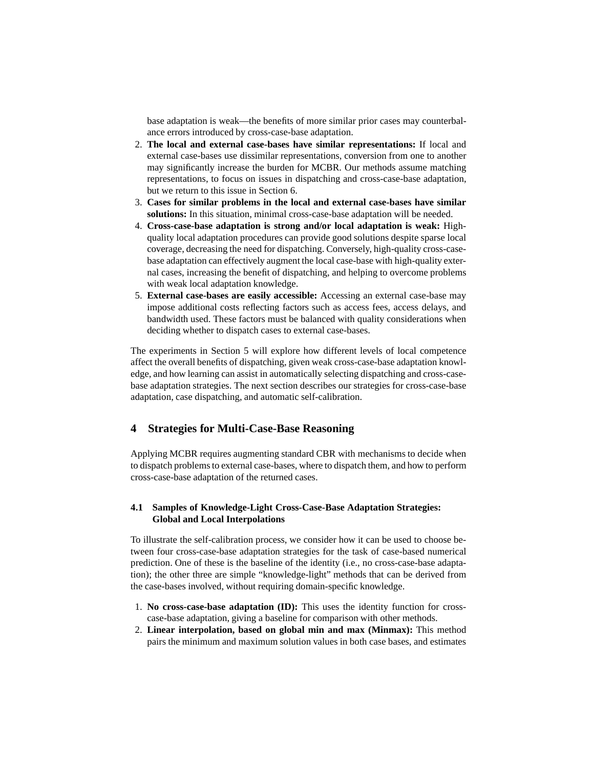base adaptation is weak—the benefits of more similar prior cases may counterbalance errors introduced by cross-case-base adaptation.

2. **The local and external case-bases have similar representations:** If local and external case-bases use dissimilar representations, conversion from one to another may significantly increase the burden for MCBR. Our methods assume matching representations, to focus on issues in dispatching and cross-case-base adaptation, but we return to this issue in Section 6.
3. **Cases for similar problems in the local and external case-bases have similar solutions:** In this situation, minimal cross-case-base adaptation will be needed.
4. **Cross-case-base adaptation is strong and/or local adaptation is weak:** High-quality local adaptation procedures can provide good solutions despite sparse local coverage, decreasing the need for dispatching. Conversely, high-quality cross-case-base adaptation can effectively augment the local case-base with high-quality external cases, increasing the benefit of dispatching, and helping to overcome problems with weak local adaptation knowledge.
5. **External case-bases are easily accessible:** Accessing an external case-base may impose additional costs reflecting factors such as access fees, access delays, and bandwidth used. These factors must be balanced with quality considerations when deciding whether to dispatch cases to external case-bases.

The experiments in Section 5 will explore how different levels of local competence affect the overall benefits of dispatching, given weak cross-case-base adaptation knowledge, and how learning can assist in automatically selecting dispatching and cross-case-base adaptation strategies. The next section describes our strategies for cross-case-base adaptation, case dispatching, and automatic self-calibration.

## 4 Strategies for Multi-Case-Base Reasoning

Applying MCBR requires augmenting standard CBR with mechanisms to decide when to dispatch problems to external case-bases, where to dispatch them, and how to perform cross-case-base adaptation of the returned cases.

### 4.1 Samples of Knowledge-Light Cross-Case-Base Adaptation Strategies: Global and Local Interpolations

To illustrate the self-calibration process, we consider how it can be used to choose between four cross-case-base adaptation strategies for the task of case-based numerical prediction. One of these is the baseline of the identity (i.e., no cross-case-base adaptation); the other three are simple "knowledge-light" methods that can be derived from the case-bases involved, without requiring domain-specific knowledge.

1. **No cross-case-base adaptation (ID):** This uses the identity function for cross-case-base adaptation, giving a baseline for comparison with other methods.
2. **Linear interpolation, based on global min and max (Minmax):** This method pairs the minimum and maximum solution values in both case bases, and estimates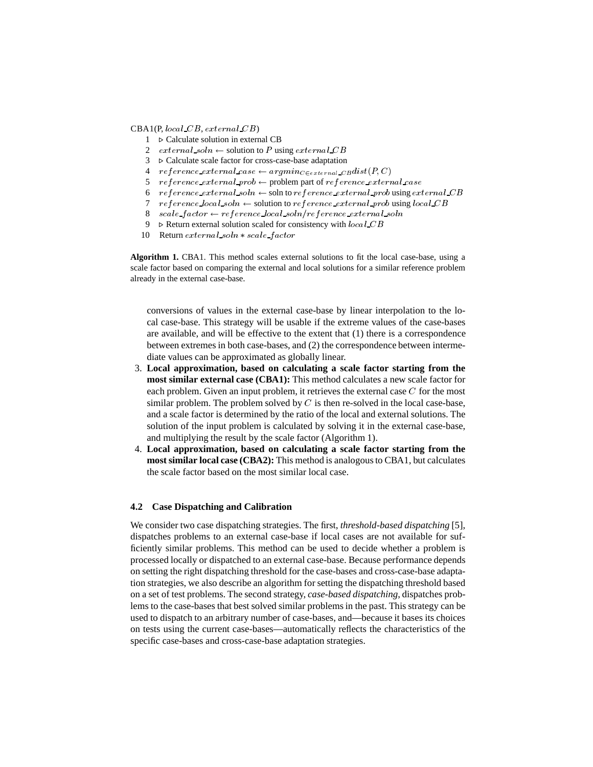```
CBA1(P, local_CB, external_CB)
1  ▷ Calculate solution in external CB
2  external_soln ← solution to P using external_CB
3  ▷ Calculate scale factor for cross-case-base adaptation
4  reference_external_case ← argmin_{C∈external_CB} dist(P, C)
5  reference_external_prob ← problem part of reference_external_case
6  reference_external_soln ← soln to reference_external_prob using external_CB
7  reference_local_soln ← solution to reference_external_prob using local_CB
8  scale_factor ← reference_local_soln/reference_external_soln
9  ▷ Return external solution scaled for consistency with local_CB
10 Return external_soln * scale_factor
```

**Algorithm 1.** CBA1. This method scales external solutions to fit the local case-base, using a scale factor based on comparing the external and local solutions for a similar reference problem already in the external case-base.

conversions of values in the external case-base by linear interpolation to the local case-base. This strategy will be usable if the extreme values of the case-bases are available, and will be effective to the extent that (1) there is a correspondence between extremes in both case-bases, and (2) the correspondence between intermediate values can be approximated as globally linear.

3. **Local approximation, based on calculating a scale factor starting from the most similar external case (CBA1):** This method calculates a new scale factor for each problem. Given an input problem, it retrieves the external case $C$ for the most similar problem. The problem solved by $C$ is then re-solved in the local case-base, and a scale factor is determined by the ratio of the local and external solutions. The solution of the input problem is calculated by solving it in the external case-base, and multiplying the result by the scale factor (Algorithm 1).
4. **Local approximation, based on calculating a scale factor starting from the most similar local case (CBA2):** This method is analogous to CBA1, but calculates the scale factor based on the most similar local case.

### 4.2 Case Dispatching and Calibration

We consider two case dispatching strategies. The first, *threshold-based dispatching* [5], dispatches problems to an external case-base if local cases are not available for sufficiently similar problems. This method can be used to decide whether a problem is processed locally or dispatched to an external case-base. Because performance depends on setting the right dispatching threshold for the case-bases and cross-case-base adaptation strategies, we also describe an algorithm for setting the dispatching threshold based on a set of test problems. The second strategy, *case-based dispatching*, dispatches problems to the case-bases that best solved similar problems in the past. This strategy can be used to dispatch to an arbitrary number of case-bases, and—because it bases its choices on tests using the current case-bases—automatically reflects the characteristics of the specific case-bases and cross-case-base adaptation strategies.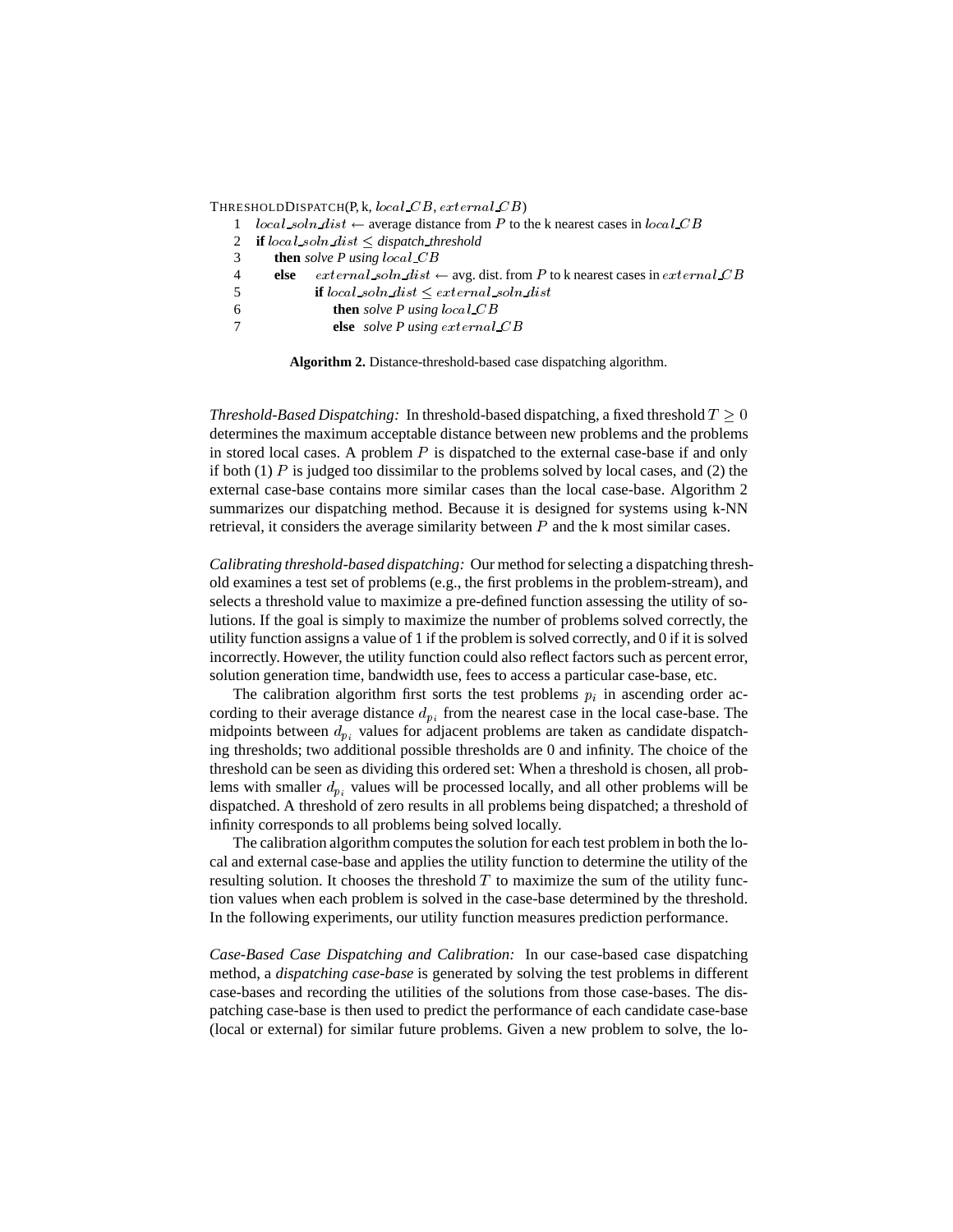```
ThresholdDispatch(P, k, local_CB, external_CB)
1   local_soln_dist ← average distance from P to the k nearest cases in local_CB
2   if local_soln_dist ≤ dispatch_threshold
3       then solve P using local_CB
4       else    external_soln_dist ← avg. dist. from P to k nearest cases in external_CB
5               if local_soln_dist ≤ external_soln_dist
6                   then solve P using local_CB
7                   else  solve P using external_CB
```

**Algorithm 2.** Distance-threshold-based case dispatching algorithm.

*Threshold-Based Dispatching:* In threshold-based dispatching, a fixed threshold $T \geq 0$ determines the maximum acceptable distance between new problems and the problems in stored local cases. A problem $P$ is dispatched to the external case-base if and only if both (1) $P$ is judged too dissimilar to the problems solved by local cases, and (2) the external case-base contains more similar cases than the local case-base. Algorithm 2 summarizes our dispatching method. Because it is designed for systems using k-NN retrieval, it considers the average similarity between $P$ and the k most similar cases.

*Calibrating threshold-based dispatching:* Our method for selecting a dispatching threshold examines a test set of problems (e.g., the first problems in the problem-stream), and selects a threshold value to maximize a pre-defined function assessing the utility of solutions. If the goal is simply to maximize the number of problems solved correctly, the utility function assigns a value of 1 if the problem is solved correctly, and 0 if it is solved incorrectly. However, the utility function could also reflect factors such as percent error, solution generation time, bandwidth use, fees to access a particular case-base, etc.

The calibration algorithm first sorts the test problems $p_i$ in ascending order according to their average distance $d_{p_i}$ from the nearest case in the local case-base. The midpoints between $d_{p_i}$ values for adjacent problems are taken as candidate dispatching thresholds; two additional possible thresholds are 0 and infinity. The choice of the threshold can be seen as dividing this ordered set: When a threshold is chosen, all problems with smaller $d_{p_i}$ values will be processed locally, and all other problems will be dispatched. A threshold of zero results in all problems being dispatched; a threshold of infinity corresponds to all problems being solved locally.

The calibration algorithm computes the solution for each test problem in both the local and external case-base and applies the utility function to determine the utility of the resulting solution. It chooses the threshold $T$ to maximize the sum of the utility function values when each problem is solved in the case-base determined by the threshold. In the following experiments, our utility function measures prediction performance.

*Case-Based Case Dispatching and Calibration:* In our case-based case dispatching method, a *dispatching case-base* is generated by solving the test problems in different case-bases and recording the utilities of the solutions from those case-bases. The dispatching case-base is then used to predict the performance of each candidate case-base (local or external) for similar future problems. Given a new problem to solve, the lo-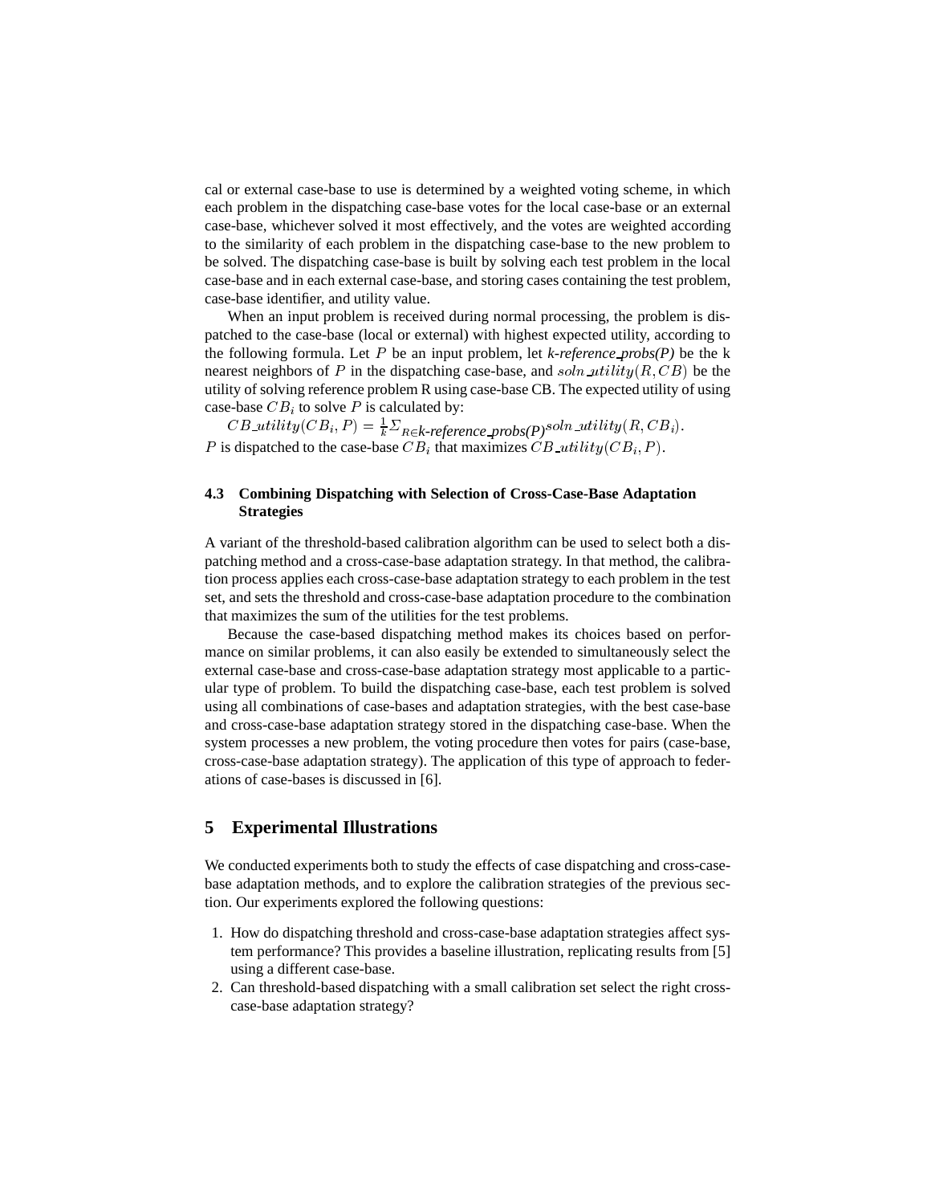cal or external case-base to use is determined by a weighted voting scheme, in which each problem in the dispatching case-base votes for the local case-base or an external case-base, whichever solved it most effectively, and the votes are weighted according to the similarity of each problem in the dispatching case-base to the new problem to be solved. The dispatching case-base is built by solving each test problem in the local case-base and in each external case-base, and storing cases containing the test problem, case-base identifier, and utility value.

When an input problem is received during normal processing, the problem is dispatched to the case-base (local or external) with highest expected utility, according to the following formula. Let $P$ be an input problem, let *k-reference_probs(P)* be the k nearest neighbors of $P$ in the dispatching case-base, and $soln\_utility(R, CB)$ be the utility of solving reference problem R using case-base CB. The expected utility of using case-base $CB_i$ to solve $P$ is calculated by:

$CB\_utility(CB_i, P) = \frac{1}{k} \Sigma_{R \in \textit{k-reference\_probs(P)}} soln\_utility(R, CB_i)$.

$P$ is dispatched to the case-base $CB_i$ that maximizes $CB\_utility(CB_i, P)$.

### 4.3 Combining Dispatching with Selection of Cross-Case-Base Adaptation Strategies

A variant of the threshold-based calibration algorithm can be used to select both a dispatching method and a cross-case-base adaptation strategy. In that method, the calibration process applies each cross-case-base adaptation strategy to each problem in the test set, and sets the threshold and cross-case-base adaptation procedure to the combination that maximizes the sum of the utilities for the test problems.

Because the case-based dispatching method makes its choices based on performance on similar problems, it can also easily be extended to simultaneously select the external case-base and cross-case-base adaptation strategy most applicable to a particular type of problem. To build the dispatching case-base, each test problem is solved using all combinations of case-bases and adaptation strategies, with the best case-base and cross-case-base adaptation strategy stored in the dispatching case-base. When the system processes a new problem, the voting procedure then votes for pairs (case-base, cross-case-base adaptation strategy). The application of this type of approach to federations of case-bases is discussed in [6].

## 5 Experimental Illustrations

We conducted experiments both to study the effects of case dispatching and cross-case-base adaptation methods, and to explore the calibration strategies of the previous section. Our experiments explored the following questions:

1. How do dispatching threshold and cross-case-base adaptation strategies affect system performance? This provides a baseline illustration, replicating results from [5] using a different case-base.
2. Can threshold-based dispatching with a small calibration set select the right cross-case-base adaptation strategy?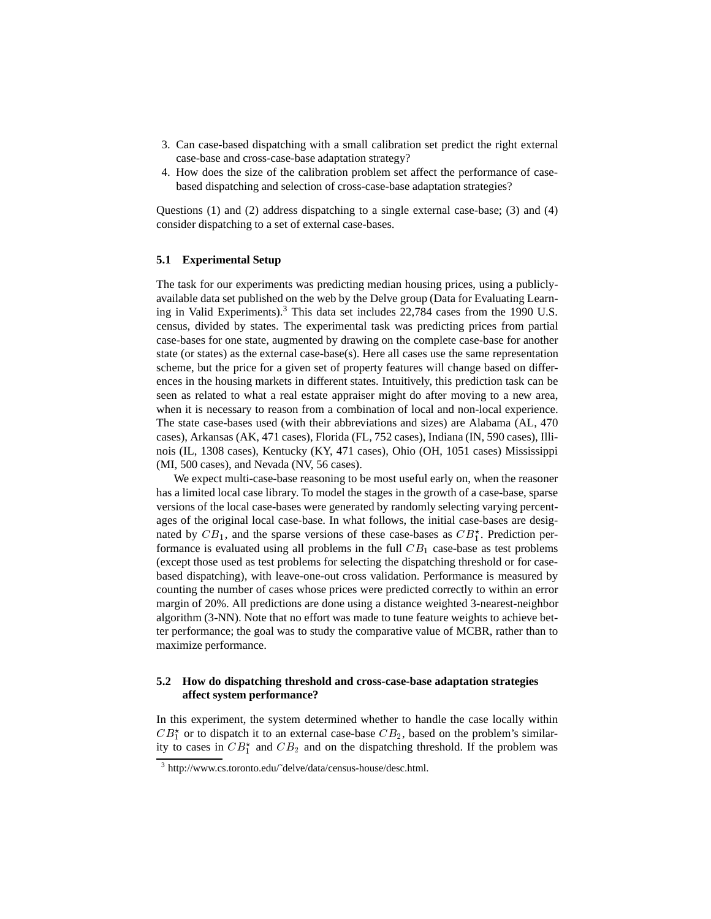3. Can case-based dispatching with a small calibration set predict the right external case-base and cross-case-base adaptation strategy?
4. How does the size of the calibration problem set affect the performance of case-based dispatching and selection of cross-case-base adaptation strategies?

Questions (1) and (2) address dispatching to a single external case-base; (3) and (4) consider dispatching to a set of external case-bases.

### 5.1 Experimental Setup

The task for our experiments was predicting median housing prices, using a publicly-available data set published on the web by the Delve group (Data for Evaluating Learning in Valid Experiments).[3] This data set includes 22,784 cases from the 1990 U.S. census, divided by states. The experimental task was predicting prices from partial case-bases for one state, augmented by drawing on the complete case-base for another state (or states) as the external case-base(s). Here all cases use the same representation scheme, but the price for a given set of property features will change based on differences in the housing markets in different states. Intuitively, this prediction task can be seen as related to what a real estate appraiser might do after moving to a new area, when it is necessary to reason from a combination of local and non-local experience. The state case-bases used (with their abbreviations and sizes) are Alabama (AL, 470 cases), Arkansas (AK, 471 cases), Florida (FL, 752 cases), Indiana (IN, 590 cases), Illinois (IL, 1308 cases), Kentucky (KY, 471 cases), Ohio (OH, 1051 cases) Mississippi (MI, 500 cases), and Nevada (NV, 56 cases).

We expect multi-case-base reasoning to be most useful early on, when the reasoner has a limited local case library. To model the stages in the growth of a case-base, sparse versions of the local case-bases were generated by randomly selecting varying percentages of the original local case-base. In what follows, the initial case-bases are designated by $CB_1$, and the sparse versions of these case-bases as $CB_1^{\star}$. Prediction performance is evaluated using all problems in the full $CB_1$ case-base as test problems (except those used as test problems for selecting the dispatching threshold or for case-based dispatching), with leave-one-out cross validation. Performance is measured by counting the number of cases whose prices were predicted correctly to within an error margin of 20%. All predictions are done using a distance weighted 3-nearest-neighbor algorithm (3-NN). Note that no effort was made to tune feature weights to achieve better performance; the goal was to study the comparative value of MCBR, rather than to maximize performance.

### 5.2 How do dispatching threshold and cross-case-base adaptation strategies affect system performance?

In this experiment, the system determined whether to handle the case locally within $CB_1^{\star}$ or to dispatch it to an external case-base $CB_2$, based on the problem's similarity to cases in $CB_1^{\star}$ and $CB_2$ and on the dispatching threshold. If the problem was

[3] http://www.cs.toronto.edu/~delve/data/census-house/desc.html.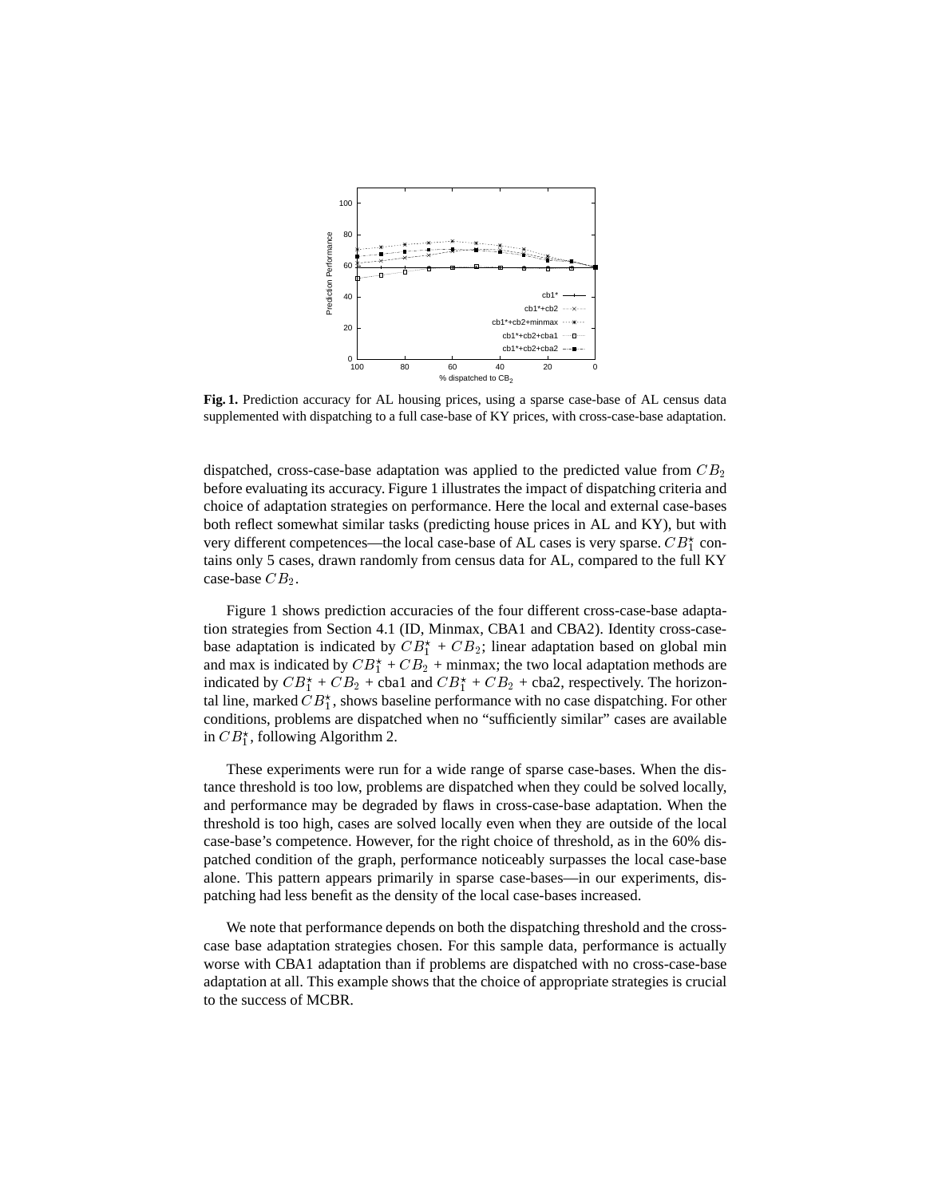**Fig. 1.** Prediction accuracy for AL housing prices, using a sparse case-base of AL census data supplemented with dispatching to a full case-base of KY prices, with cross-case-base adaptation.

dispatched, cross-case-base adaptation was applied to the predicted value from $CB_2$ before evaluating its accuracy. Figure 1 illustrates the impact of dispatching criteria and choice of adaptation strategies on performance. Here the local and external case-bases both reflect somewhat similar tasks (predicting house prices in AL and KY), but with very different competences—the local case-base of AL cases is very sparse. $CB_1^\star$ contains only 5 cases, drawn randomly from census data for AL, compared to the full KY case-base $CB_2$.

Figure 1 shows prediction accuracies of the four different cross-case-base adaptation strategies from Section 4.1 (ID, Minmax, CBA1 and CBA2). Identity cross-case-base adaptation is indicated by $CB_1^\star + CB_2$; linear adaptation based on global min and max is indicated by $CB_1^\star + CB_2$ + minmax; the two local adaptation methods are indicated by $CB_1^\star + CB_2$ + cba1 and $CB_1^\star + CB_2$ + cba2, respectively. The horizontal line, marked $CB_1^\star$, shows baseline performance with no case dispatching. For other conditions, problems are dispatched when no "sufficiently similar" cases are available in $CB_1^\star$, following Algorithm 2.

These experiments were run for a wide range of sparse case-bases. When the distance threshold is too low, problems are dispatched when they could be solved locally, and performance may be degraded by flaws in cross-case-base adaptation. When the threshold is too high, cases are solved locally even when they are outside of the local case-base's competence. However, for the right choice of threshold, as in the 60% dispatched condition of the graph, performance noticeably surpasses the local case-base alone. This pattern appears primarily in sparse case-bases—in our experiments, dispatching had less benefit as the density of the local case-bases increased.

We note that performance depends on both the dispatching threshold and the cross-case base adaptation strategies chosen. For this sample data, performance is actually worse with CBA1 adaptation than if problems are dispatched with no cross-case-base adaptation at all. This example shows that the choice of appropriate strategies is crucial to the success of MCBR.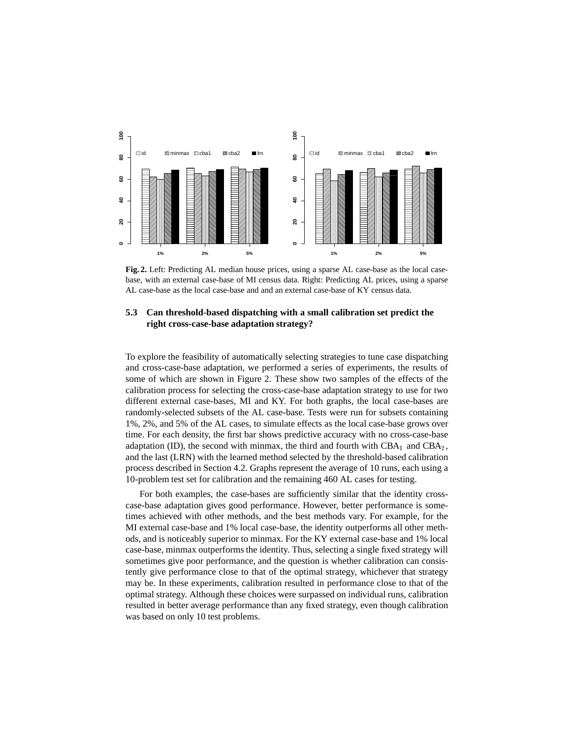**Fig. 2.** Left: Predicting AL median house prices, using a sparse AL case-base as the local case-base, with an external case-base of MI census data. Right: Predicting AL prices, using a sparse AL case-base as the local case-base and and an external case-base of KY census data.

### 5.3 Can threshold-based dispatching with a small calibration set predict the right cross-case-base adaptation strategy?

To explore the feasibility of automatically selecting strategies to tune case dispatching and cross-case-base adaptation, we performed a series of experiments, the results of some of which are shown in Figure 2. These show two samples of the effects of the calibration process for selecting the cross-case-base adaptation strategy to use for two different external case-bases, MI and KY. For both graphs, the local case-bases are randomly-selected subsets of the AL case-base. Tests were run for subsets containing 1%, 2%, and 5% of the AL cases, to simulate effects as the local case-base grows over time. For each density, the first bar shows predictive accuracy with no cross-case-base adaptation (ID), the second with minmax, the third and fourth with $CBA_1$ and $CBA_2$, and the last (LRN) with the learned method selected by the threshold-based calibration process described in Section 4.2. Graphs represent the average of 10 runs, each using a 10-problem test set for calibration and the remaining 460 AL cases for testing.

For both examples, the case-bases are sufficiently similar that the identity cross-case-base adaptation gives good performance. However, better performance is sometimes achieved with other methods, and the best methods vary. For example, for the MI external case-base and 1% local case-base, the identity outperforms all other methods, and is noticeably superior to minmax. For the KY external case-base and 1% local case-base, minmax outperforms the identity. Thus, selecting a single fixed strategy will sometimes give poor performance, and the question is whether calibration can consistently give performance close to that of the optimal strategy, whichever that strategy may be. In these experiments, calibration resulted in performance close to that of the optimal strategy. Although these choices were surpassed on individual runs, calibration resulted in better average performance than any fixed strategy, even though calibration was based on only 10 test problems.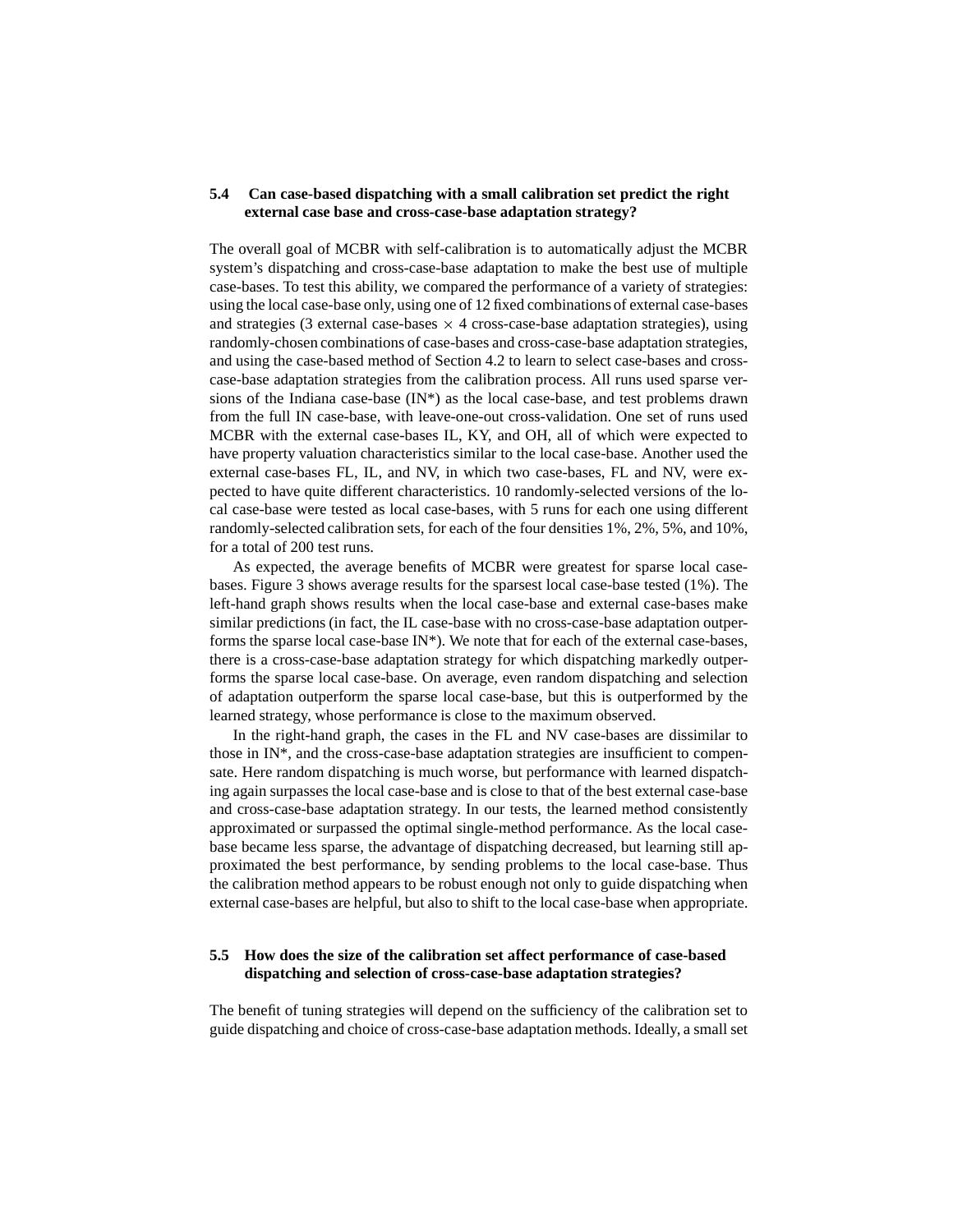### 5.4 Can case-based dispatching with a small calibration set predict the right external case base and cross-case-base adaptation strategy?

The overall goal of MCBR with self-calibration is to automatically adjust the MCBR system's dispatching and cross-case-base adaptation to make the best use of multiple case-bases. To test this ability, we compared the performance of a variety of strategies: using the local case-base only, using one of 12 fixed combinations of external case-bases and strategies (3 external case-bases $\times$ 4 cross-case-base adaptation strategies), using randomly-chosen combinations of case-bases and cross-case-base adaptation strategies, and using the case-based method of Section 4.2 to learn to select case-bases and cross-case-base adaptation strategies from the calibration process. All runs used sparse versions of the Indiana case-base (IN*) as the local case-base, and test problems drawn from the full IN case-base, with leave-one-out cross-validation. One set of runs used MCBR with the external case-bases IL, KY, and OH, all of which were expected to have property valuation characteristics similar to the local case-base. Another used the external case-bases FL, IL, and NV, in which two case-bases, FL and NV, were expected to have quite different characteristics. 10 randomly-selected versions of the local case-base were tested as local case-bases, with 5 runs for each one using different randomly-selected calibration sets, for each of the four densities 1%, 2%, 5%, and 10%, for a total of 200 test runs.

As expected, the average benefits of MCBR were greatest for sparse local case-bases. Figure 3 shows average results for the sparsest local case-base tested (1%). The left-hand graph shows results when the local case-base and external case-bases make similar predictions (in fact, the IL case-base with no cross-case-base adaptation outperforms the sparse local case-base IN*). We note that for each of the external case-bases, there is a cross-case-base adaptation strategy for which dispatching markedly outperforms the sparse local case-base. On average, even random dispatching and selection of adaptation outperform the sparse local case-base, but this is outperformed by the learned strategy, whose performance is close to the maximum observed.

In the right-hand graph, the cases in the FL and NV case-bases are dissimilar to those in IN*, and the cross-case-base adaptation strategies are insufficient to compensate. Here random dispatching is much worse, but performance with learned dispatching again surpasses the local case-base and is close to that of the best external case-base and cross-case-base adaptation strategy. In our tests, the learned method consistently approximated or surpassed the optimal single-method performance. As the local case-base became less sparse, the advantage of dispatching decreased, but learning still approximated the best performance, by sending problems to the local case-base. Thus the calibration method appears to be robust enough not only to guide dispatching when external case-bases are helpful, but also to shift to the local case-base when appropriate.

### 5.5 How does the size of the calibration set affect performance of case-based dispatching and selection of cross-case-base adaptation strategies?

The benefit of tuning strategies will depend on the sufficiency of the calibration set to guide dispatching and choice of cross-case-base adaptation methods. Ideally, a small set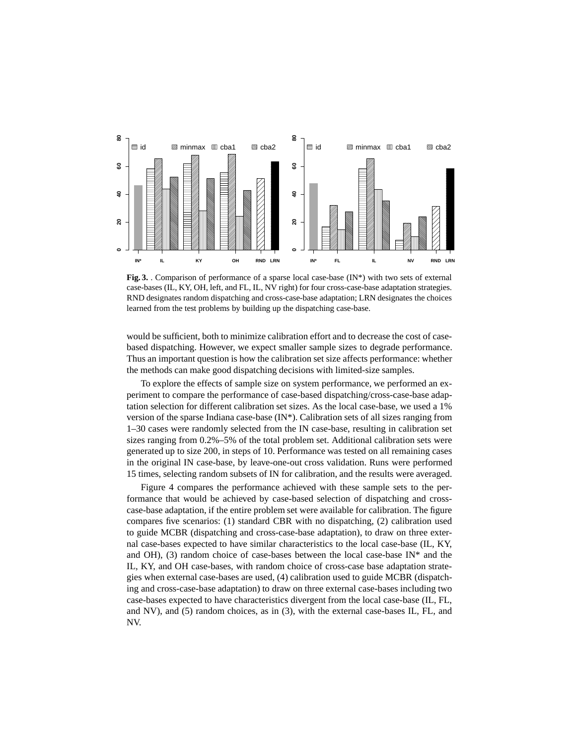**Fig. 3.** . Comparison of performance of a sparse local case-base (IN*) with two sets of external case-bases (IL, KY, OH, left, and FL, IL, NV right) for four cross-case-base adaptation strategies. RND designates random dispatching and cross-case-base adaptation; LRN designates the choices learned from the test problems by building up the dispatching case-base.

would be sufficient, both to minimize calibration effort and to decrease the cost of case-based dispatching. However, we expect smaller sample sizes to degrade performance. Thus an important question is how the calibration set size affects performance: whether the methods can make good dispatching decisions with limited-size samples.

To explore the effects of sample size on system performance, we performed an experiment to compare the performance of case-based dispatching/cross-case-base adaptation selection for different calibration set sizes. As the local case-base, we used a 1% version of the sparse Indiana case-base (IN*). Calibration sets of all sizes ranging from 1–30 cases were randomly selected from the IN case-base, resulting in calibration set sizes ranging from 0.2%–5% of the total problem set. Additional calibration sets were generated up to size 200, in steps of 10. Performance was tested on all remaining cases in the original IN case-base, by leave-one-out cross validation. Runs were performed 15 times, selecting random subsets of IN for calibration, and the results were averaged.

Figure 4 compares the performance achieved with these sample sets to the performance that would be achieved by case-based selection of dispatching and cross-case-base adaptation, if the entire problem set were available for calibration. The figure compares five scenarios: (1) standard CBR with no dispatching, (2) calibration used to guide MCBR (dispatching and cross-case-base adaptation), to draw on three external case-bases expected to have similar characteristics to the local case-base (IL, KY, and OH), (3) random choice of case-bases between the local case-base IN* and the IL, KY, and OH case-bases, with random choice of cross-case base adaptation strategies when external case-bases are used, (4) calibration used to guide MCBR (dispatching and cross-case-base adaptation) to draw on three external case-bases including two case-bases expected to have characteristics divergent from the local case-base (IL, FL, and NV), and (5) random choices, as in (3), with the external case-bases IL, FL, and NV.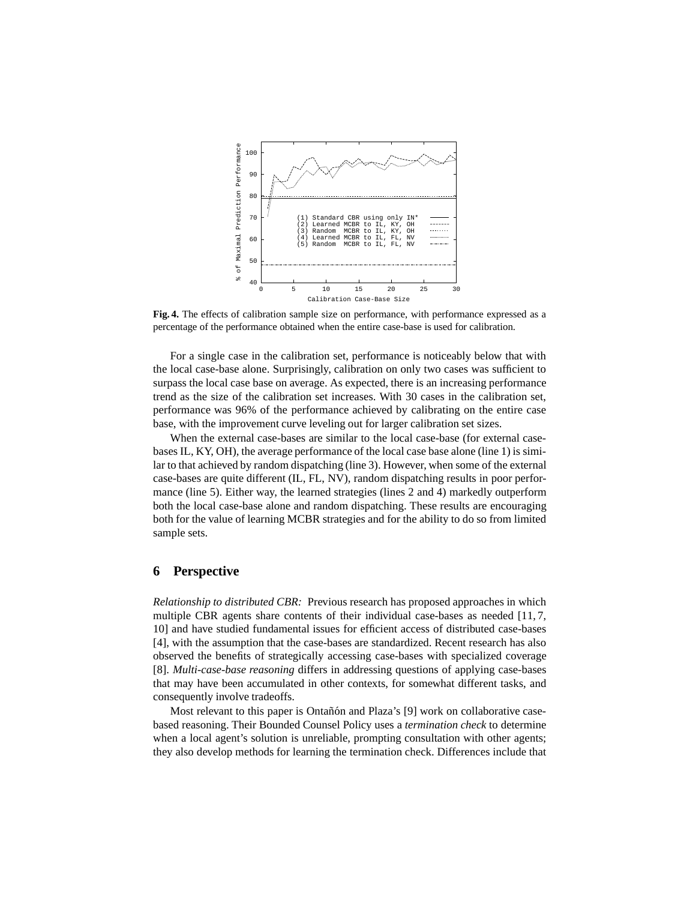**Fig. 4.** The effects of calibration sample size on performance, with performance expressed as a percentage of the performance obtained when the entire case-base is used for calibration.

For a single case in the calibration set, performance is noticeably below that with the local case-base alone. Surprisingly, calibration on only two cases was sufficient to surpass the local case base on average. As expected, there is an increasing performance trend as the size of the calibration set increases. With 30 cases in the calibration set, performance was 96% of the performance achieved by calibrating on the entire case base, with the improvement curve leveling out for larger calibration set sizes.

When the external case-bases are similar to the local case-base (for external case-bases IL, KY, OH), the average performance of the local case base alone (line 1) is similar to that achieved by random dispatching (line 3). However, when some of the external case-bases are quite different (IL, FL, NV), random dispatching results in poor performance (line 5). Either way, the learned strategies (lines 2 and 4) markedly outperform both the local case-base alone and random dispatching. These results are encouraging both for the value of learning MCBR strategies and for the ability to do so from limited sample sets.

## 6 Perspective

*Relationship to distributed CBR:* Previous research has proposed approaches in which multiple CBR agents share contents of their individual case-bases as needed [11, 7, 10] and have studied fundamental issues for efficient access of distributed case-bases [4], with the assumption that the case-bases are standardized. Recent research has also observed the benefits of strategically accessing case-bases with specialized coverage [8]. *Multi-case-base reasoning* differs in addressing questions of applying case-bases that may have been accumulated in other contexts, for somewhat different tasks, and consequently involve tradeoffs.

Most relevant to this paper is Ontañón and Plaza's [9] work on collaborative case-based reasoning. Their Bounded Counsel Policy uses a *termination check* to determine when a local agent's solution is unreliable, prompting consultation with other agents; they also develop methods for learning the termination check. Differences include that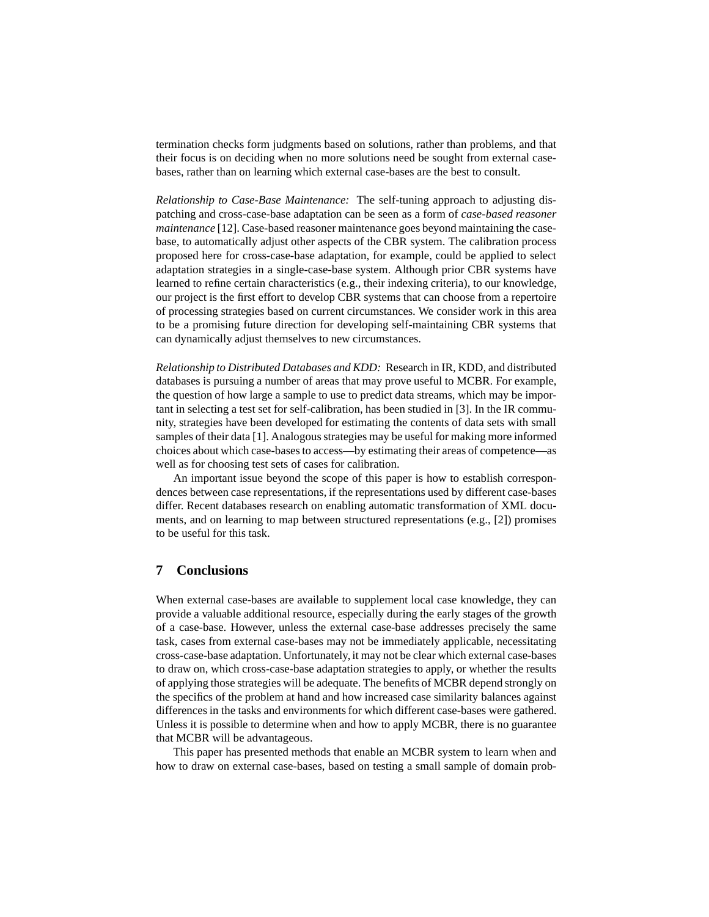termination checks form judgments based on solutions, rather than problems, and that their focus is on deciding when no more solutions need be sought from external case-bases, rather than on learning which external case-bases are the best to consult.

*Relationship to Case-Base Maintenance:* The self-tuning approach to adjusting dispatching and cross-case-base adaptation can be seen as a form of *case-based reasoner maintenance* [12]. Case-based reasoner maintenance goes beyond maintaining the case-base, to automatically adjust other aspects of the CBR system. The calibration process proposed here for cross-case-base adaptation, for example, could be applied to select adaptation strategies in a single-case-base system. Although prior CBR systems have learned to refine certain characteristics (e.g., their indexing criteria), to our knowledge, our project is the first effort to develop CBR systems that can choose from a repertoire of processing strategies based on current circumstances. We consider work in this area to be a promising future direction for developing self-maintaining CBR systems that can dynamically adjust themselves to new circumstances.

*Relationship to Distributed Databases and KDD:* Research in IR, KDD, and distributed databases is pursuing a number of areas that may prove useful to MCBR. For example, the question of how large a sample to use to predict data streams, which may be important in selecting a test set for self-calibration, has been studied in [3]. In the IR community, strategies have been developed for estimating the contents of data sets with small samples of their data [1]. Analogous strategies may be useful for making more informed choices about which case-bases to access—by estimating their areas of competence—as well as for choosing test sets of cases for calibration.

An important issue beyond the scope of this paper is how to establish correspondences between case representations, if the representations used by different case-bases differ. Recent databases research on enabling automatic transformation of XML documents, and on learning to map between structured representations (e.g., [2]) promises to be useful for this task.

## 7 Conclusions

When external case-bases are available to supplement local case knowledge, they can provide a valuable additional resource, especially during the early stages of the growth of a case-base. However, unless the external case-base addresses precisely the same task, cases from external case-bases may not be immediately applicable, necessitating cross-case-base adaptation. Unfortunately, it may not be clear which external case-bases to draw on, which cross-case-base adaptation strategies to apply, or whether the results of applying those strategies will be adequate. The benefits of MCBR depend strongly on the specifics of the problem at hand and how increased case similarity balances against differences in the tasks and environments for which different case-bases were gathered. Unless it is possible to determine when and how to apply MCBR, there is no guarantee that MCBR will be advantageous.

This paper has presented methods that enable an MCBR system to learn when and how to draw on external case-bases, based on testing a small sample of domain prob-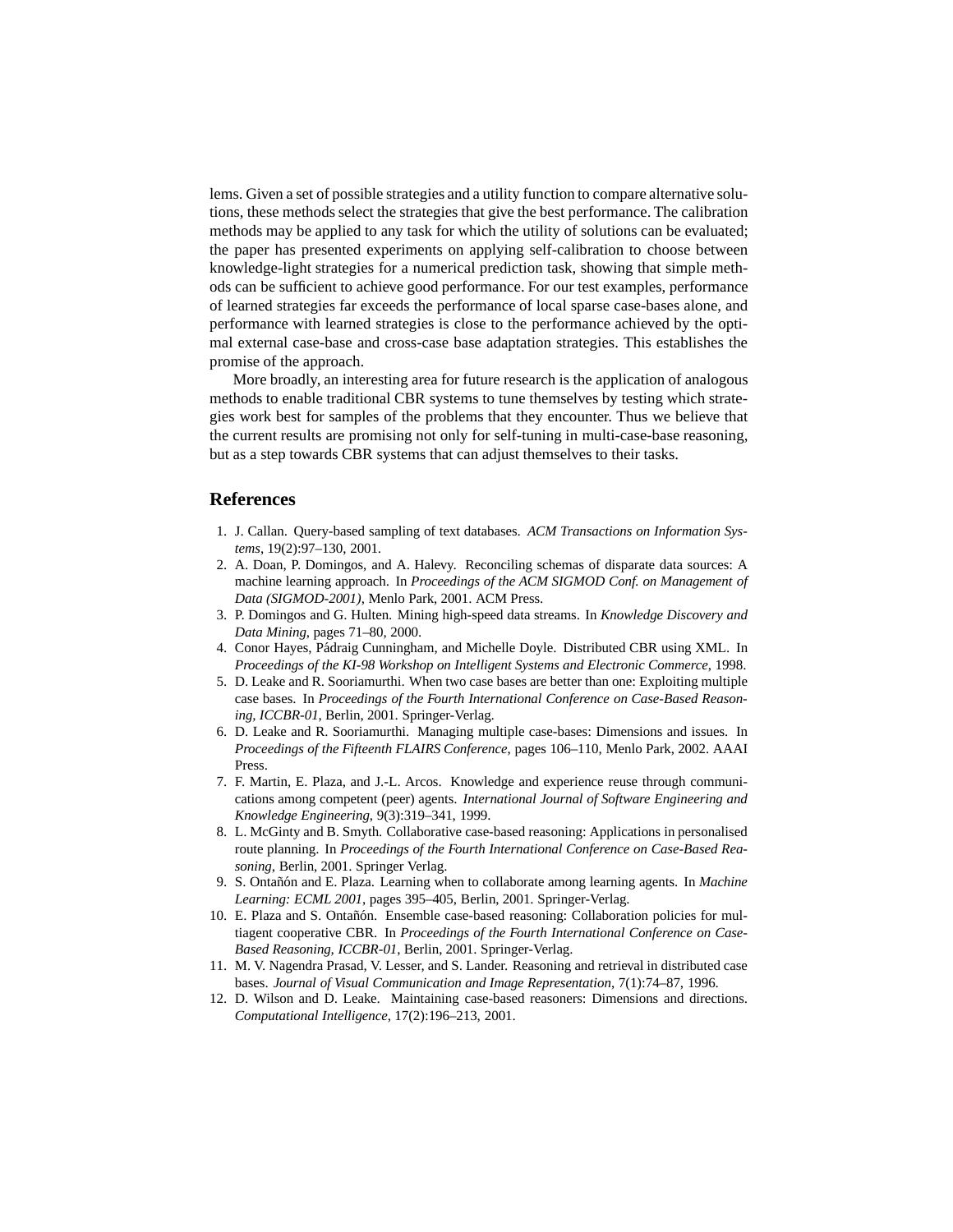lems. Given a set of possible strategies and a utility function to compare alternative solutions, these methods select the strategies that give the best performance. The calibration methods may be applied to any task for which the utility of solutions can be evaluated; the paper has presented experiments on applying self-calibration to choose between knowledge-light strategies for a numerical prediction task, showing that simple methods can be sufficient to achieve good performance. For our test examples, performance of learned strategies far exceeds the performance of local sparse case-bases alone, and performance with learned strategies is close to the performance achieved by the optimal external case-base and cross-case base adaptation strategies. This establishes the promise of the approach.

More broadly, an interesting area for future research is the application of analogous methods to enable traditional CBR systems to tune themselves by testing which strategies work best for samples of the problems that they encounter. Thus we believe that the current results are promising not only for self-tuning in multi-case-base reasoning, but as a step towards CBR systems that can adjust themselves to their tasks.

## References

1. J. Callan. Query-based sampling of text databases. *ACM Transactions on Information Systems*, 19(2):97–130, 2001.
2. A. Doan, P. Domingos, and A. Halevy. Reconciling schemas of disparate data sources: A machine learning approach. In *Proceedings of the ACM SIGMOD Conf. on Management of Data (SIGMOD-2001)*, Menlo Park, 2001. ACM Press.
3. P. Domingos and G. Hulten. Mining high-speed data streams. In *Knowledge Discovery and Data Mining*, pages 71–80, 2000.
4. Conor Hayes, Pádraig Cunningham, and Michelle Doyle. Distributed CBR using XML. In *Proceedings of the KI-98 Workshop on Intelligent Systems and Electronic Commerce*, 1998.
5. D. Leake and R. Sooriamurthi. When two case bases are better than one: Exploiting multiple case bases. In *Proceedings of the Fourth International Conference on Case-Based Reasoning, ICCBR-01*, Berlin, 2001. Springer-Verlag.
6. D. Leake and R. Sooriamurthi. Managing multiple case-bases: Dimensions and issues. In *Proceedings of the Fifteenth FLAIRS Conference*, pages 106–110, Menlo Park, 2002. AAAI Press.
7. F. Martin, E. Plaza, and J.-L. Arcos. Knowledge and experience reuse through communications among competent (peer) agents. *International Journal of Software Engineering and Knowledge Engineering*, 9(3):319–341, 1999.
8. L. McGinty and B. Smyth. Collaborative case-based reasoning: Applications in personalised route planning. In *Proceedings of the Fourth International Conference on Case-Based Reasoning*, Berlin, 2001. Springer Verlag.
9. S. Ontañón and E. Plaza. Learning when to collaborate among learning agents. In *Machine Learning: ECML 2001*, pages 395–405, Berlin, 2001. Springer-Verlag.
10. E. Plaza and S. Ontañón. Ensemble case-based reasoning: Collaboration policies for multiagent cooperative CBR. In *Proceedings of the Fourth International Conference on Case-Based Reasoning, ICCBR-01*, Berlin, 2001. Springer-Verlag.
11. M. V. Nagendra Prasad, V. Lesser, and S. Lander. Reasoning and retrieval in distributed case bases. *Journal of Visual Communication and Image Representation*, 7(1):74–87, 1996.
12. D. Wilson and D. Leake. Maintaining case-based reasoners: Dimensions and directions. *Computational Intelligence*, 17(2):196–213, 2001.